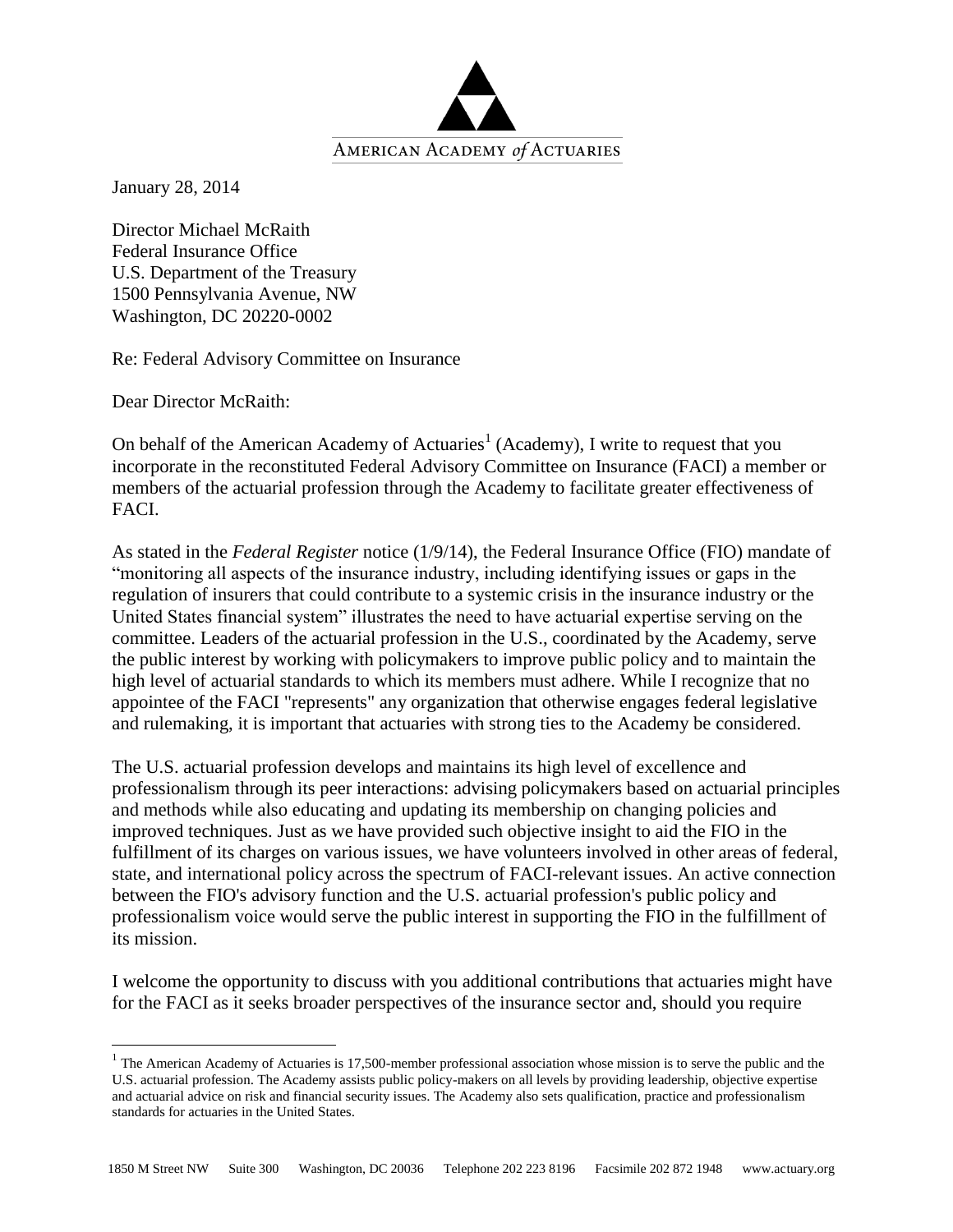AMERICAN ACADEMY *of* ACTUARIES

January 28, 2014

Director Michael McRaith
Federal Insurance Office
U.S. Department of the Treasury
1500 Pennsylvania Avenue, NW
Washington, DC 20220-0002

Re: Federal Advisory Committee on Insurance

Dear Director McRaith:

On behalf of the American Academy of Actuaries[1] (Academy), I write to request that you incorporate in the reconstituted Federal Advisory Committee on Insurance (FACI) a member or members of the actuarial profession through the Academy to facilitate greater effectiveness of FACI.

As stated in the *Federal Register* notice (1/9/14), the Federal Insurance Office (FIO) mandate of "monitoring all aspects of the insurance industry, including identifying issues or gaps in the regulation of insurers that could contribute to a systemic crisis in the insurance industry or the United States financial system" illustrates the need to have actuarial expertise serving on the committee. Leaders of the actuarial profession in the U.S., coordinated by the Academy, serve the public interest by working with policymakers to improve public policy and to maintain the high level of actuarial standards to which its members must adhere. While I recognize that no appointee of the FACI "represents" any organization that otherwise engages federal legislative and rulemaking, it is important that actuaries with strong ties to the Academy be considered.

The U.S. actuarial profession develops and maintains its high level of excellence and professionalism through its peer interactions: advising policymakers based on actuarial principles and methods while also educating and updating its membership on changing policies and improved techniques. Just as we have provided such objective insight to aid the FIO in the fulfillment of its charges on various issues, we have volunteers involved in other areas of federal, state, and international policy across the spectrum of FACI-relevant issues. An active connection between the FIO's advisory function and the U.S. actuarial profession's public policy and professionalism voice would serve the public interest in supporting the FIO in the fulfillment of its mission.

I welcome the opportunity to discuss with you additional contributions that actuaries might have for the FACI as it seeks broader perspectives of the insurance sector and, should you require

[1] The American Academy of Actuaries is 17,500-member professional association whose mission is to serve the public and the U.S. actuarial profession. The Academy assists public policy-makers on all levels by providing leadership, objective expertise and actuarial advice on risk and financial security issues. The Academy also sets qualification, practice and professionalism standards for actuaries in the United States.

1850 M Street NW Suite 300 Washington, DC 20036 Telephone 202 223 8196 Facsimile 202 872 1948 www.actuary.org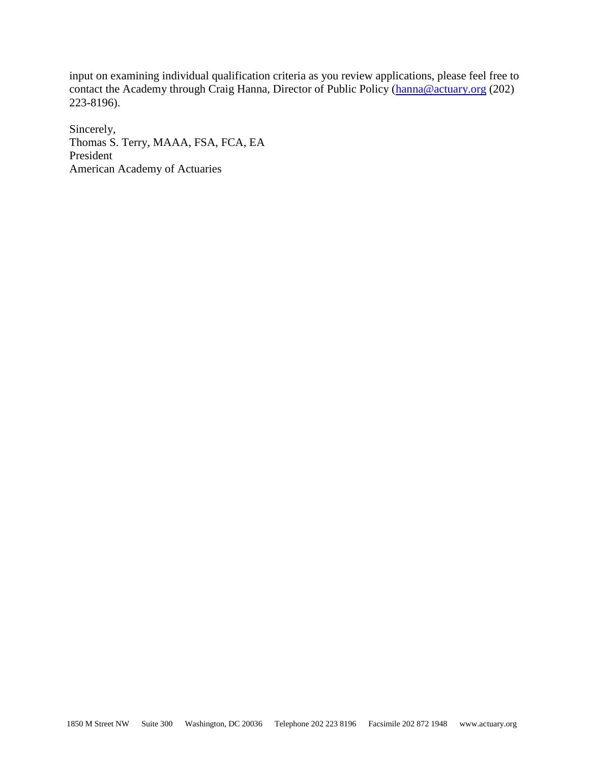input on examining individual qualification criteria as you review applications, please feel free to contact the Academy through Craig Hanna, Director of Public Policy (hanna@actuary.org (202) 223-8196).

Sincerely,
Thomas S. Terry, MAAA, FSA, FCA, EA
President
American Academy of Actuaries